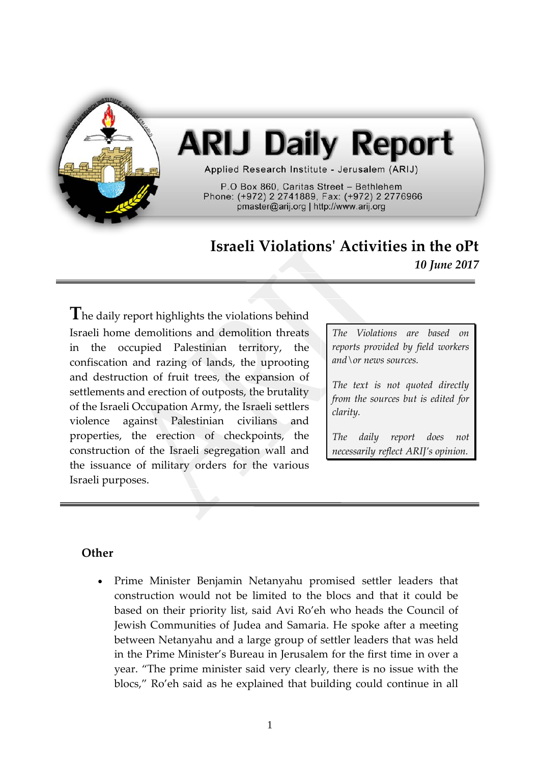# ARIJ Daily Report

Applied Research Institute - Jerusalem (ARIJ)

P.O Box 860, Caritas Street – Bethlehem
Phone: (+972) 2 2741889, Fax: (+972) 2 2776966
pmaster@arij.org | http://www.arij.org

## Israeli Violations' Activities in the oPt

***10 June 2017***

The daily report highlights the violations behind Israeli home demolitions and demolition threats in the occupied Palestinian territory, the confiscation and razing of lands, the uprooting and destruction of fruit trees, the expansion of settlements and erection of outposts, the brutality of the Israeli Occupation Army, the Israeli settlers violence against Palestinian civilians and properties, the erection of checkpoints, the construction of the Israeli segregation wall and the issuance of military orders for the various Israeli purposes.

*The Violations are based on reports provided by field workers and\or news sources.*

*The text is not quoted directly from the sources but is edited for clarity.*

*The daily report does not necessarily reflect ARIJ's opinion.*

### Other

- Prime Minister Benjamin Netanyahu promised settler leaders that construction would not be limited to the blocs and that it could be based on their priority list, said Avi Ro'eh who heads the Council of Jewish Communities of Judea and Samaria. He spoke after a meeting between Netanyahu and a large group of settler leaders that was held in the Prime Minister's Bureau in Jerusalem for the first time in over a year. "The prime minister said very clearly, there is no issue with the blocs," Ro'eh said as he explained that building could continue in all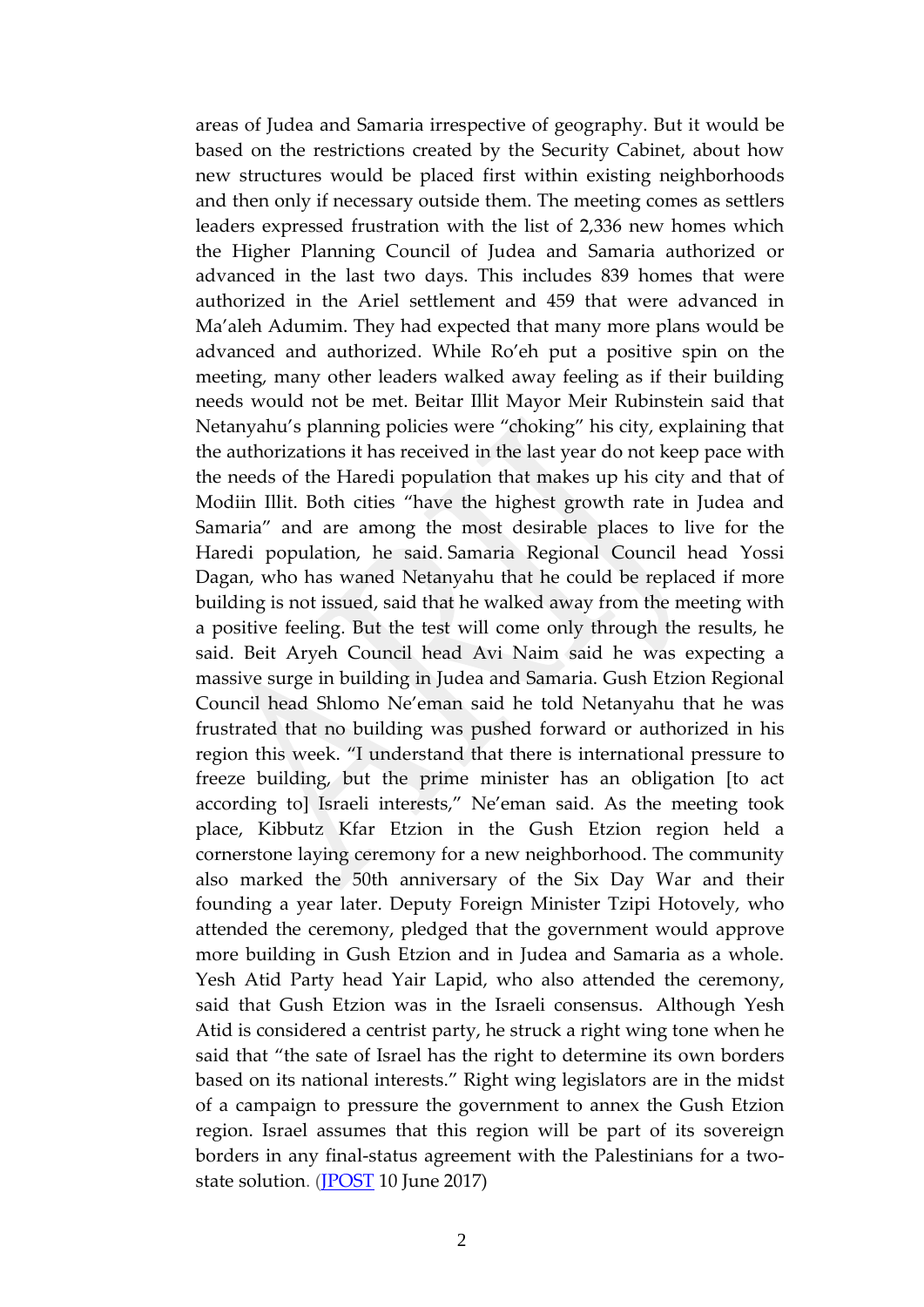areas of Judea and Samaria irrespective of geography. But it would be based on the restrictions created by the Security Cabinet, about how new structures would be placed first within existing neighborhoods and then only if necessary outside them. The meeting comes as settlers leaders expressed frustration with the list of 2,336 new homes which the Higher Planning Council of Judea and Samaria authorized or advanced in the last two days. This includes 839 homes that were authorized in the Ariel settlement and 459 that were advanced in Ma'aleh Adumim. They had expected that many more plans would be advanced and authorized. While Ro'eh put a positive spin on the meeting, many other leaders walked away feeling as if their building needs would not be met. Beitar Illit Mayor Meir Rubinstein said that Netanyahu's planning policies were "choking" his city, explaining that the authorizations it has received in the last year do not keep pace with the needs of the Haredi population that makes up his city and that of Modiin Illit. Both cities "have the highest growth rate in Judea and Samaria" and are among the most desirable places to live for the Haredi population, he said. Samaria Regional Council head Yossi Dagan, who has waned Netanyahu that he could be replaced if more building is not issued, said that he walked away from the meeting with a positive feeling. But the test will come only through the results, he said. Beit Aryeh Council head Avi Naim said he was expecting a massive surge in building in Judea and Samaria. Gush Etzion Regional Council head Shlomo Ne'eman said he told Netanyahu that he was frustrated that no building was pushed forward or authorized in his region this week. "I understand that there is international pressure to freeze building, but the prime minister has an obligation [to act according to] Israeli interests," Ne'eman said. As the meeting took place, Kibbutz Kfar Etzion in the Gush Etzion region held a cornerstone laying ceremony for a new neighborhood. The community also marked the 50th anniversary of the Six Day War and their founding a year later. Deputy Foreign Minister Tzipi Hotovely, who attended the ceremony, pledged that the government would approve more building in Gush Etzion and in Judea and Samaria as a whole. Yesh Atid Party head Yair Lapid, who also attended the ceremony, said that Gush Etzion was in the Israeli consensus. Although Yesh Atid is considered a centrist party, he struck a right wing tone when he said that "the sate of Israel has the right to determine its own borders based on its national interests." Right wing legislators are in the midst of a campaign to pressure the government to annex the Gush Etzion region. Israel assumes that this region will be part of its sovereign borders in any final-status agreement with the Palestinians for a two-state solution. ([JPOST] 10 June 2017)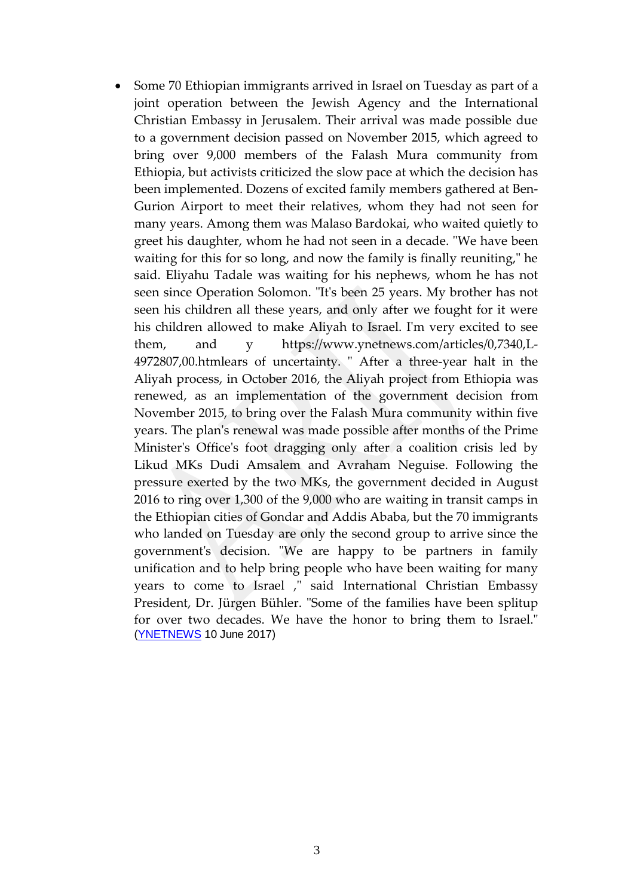- Some 70 Ethiopian immigrants arrived in Israel on Tuesday as part of a joint operation between the Jewish Agency and the International Christian Embassy in Jerusalem. Their arrival was made possible due to a government decision passed on November 2015, which agreed to bring over 9,000 members of the Falash Mura community from Ethiopia, but activists criticized the slow pace at which the decision has been implemented. Dozens of excited family members gathered at Ben-Gurion Airport to meet their relatives, whom they had not seen for many years. Among them was Malaso Bardokai, who waited quietly to greet his daughter, whom he had not seen in a decade. "We have been waiting for this for so long, and now the family is finally reuniting," he said. Eliyahu Tadale was waiting for his nephews, whom he has not seen since Operation Solomon. "It's been 25 years. My brother has not seen his children all these years, and only after we fought for it were his children allowed to make Aliyah to Israel. I'm very excited to see them, and y https://www.ynetnews.com/articles/0,7340,L-4972807,00.htmlears of uncertainty. " After a three-year halt in the Aliyah process, in October 2016, the Aliyah project from Ethiopia was renewed, as an implementation of the government decision from November 2015, to bring over the Falash Mura community within five years. The plan's renewal was made possible after months of the Prime Minister's Office's foot dragging only after a coalition crisis led by Likud MKs Dudi Amsalem and Avraham Neguise. Following the pressure exerted by the two MKs, the government decided in August 2016 to ring over 1,300 of the 9,000 who are waiting in transit camps in the Ethiopian cities of Gondar and Addis Ababa, but the 70 immigrants who landed on Tuesday are only the second group to arrive since the government's decision. "We are happy to be partners in family unification and to help bring people who have been waiting for many years to come to Israel ," said International Christian Embassy President, Dr. Jürgen Bühler. "Some of the families have been splitup for over two decades. We have the honor to bring them to Israel." (YNETNEWS 10 June 2017)